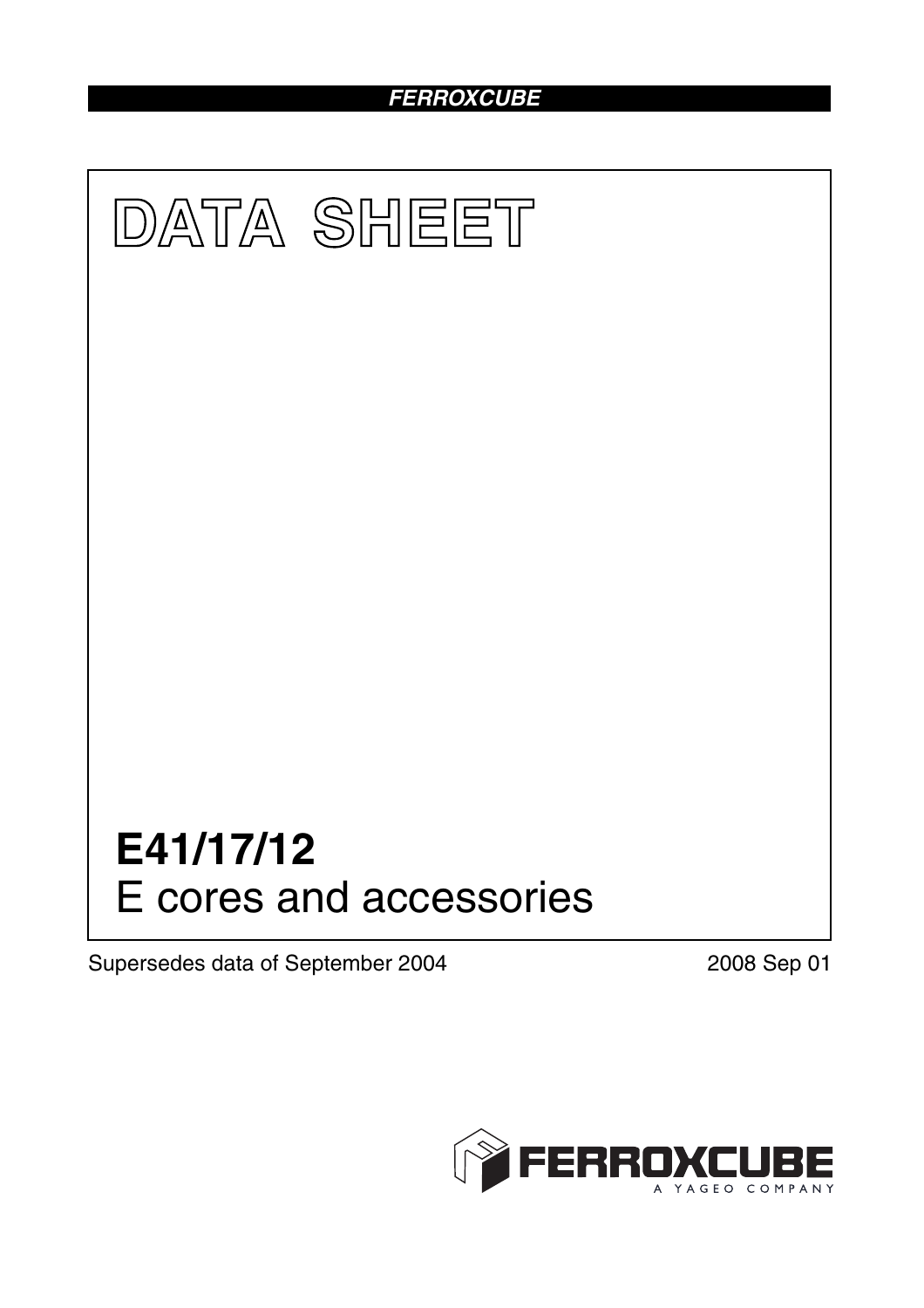FERROXCUBE

# DATA SHEET

# E41/17/12

E cores and accessories

Supersedes data of September 2004

2008 Sep 01

FERROXCUBE
A YAGEO COMPANY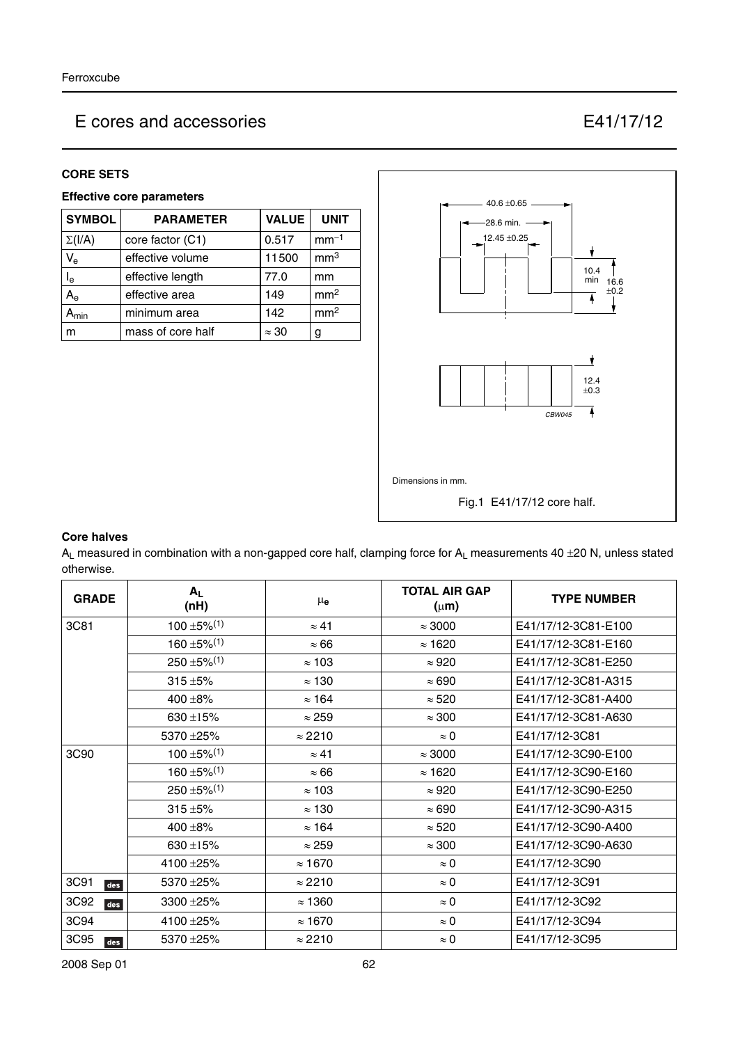# E cores and accessories E41/17/12

## CORE SETS

### Effective core parameters

| SYMBOL | PARAMETER | VALUE | UNIT |
|---|---|---|---|
| $\Sigma(I/A)$ | core factor (C1) | 0.517 | $mm^{-1}$ |
| $V_e$ | effective volume | 11500 | $mm^3$ |
| $l_e$ | effective length | 77.0 | mm |
| $A_e$ | effective area | 149 | $mm^2$ |
| $A_{min}$ | minimum area | 142 | $mm^2$ |
| m | mass of core half | ≈ 30 | g |

Dimensions in mm.

Fig.1 E41/17/12 core half.

### Core halves

$A_L$ measured in combination with a non-gapped core half, clamping force for $A_L$ measurements 40 ±20 N, unless stated otherwise.

| GRADE | $A_L$ (nH) | $\mu_e$ | TOTAL AIR GAP ($\mu$m) | TYPE NUMBER |
|---|---|---|---|---|
| 3C81 | 100 ±5%[1] | ≈ 41 | ≈ 3000 | E41/17/12-3C81-E100 |
| | 160 ±5%[1] | ≈ 66 | ≈ 1620 | E41/17/12-3C81-E160 |
| | 250 ±5%[1] | ≈ 103 | ≈ 920 | E41/17/12-3C81-E250 |
| | 315 ±5% | ≈ 130 | ≈ 690 | E41/17/12-3C81-A315 |
| | 400 ±8% | ≈ 164 | ≈ 520 | E41/17/12-3C81-A400 |
| | 630 ±15% | ≈ 259 | ≈ 300 | E41/17/12-3C81-A630 |
| | 5370 ±25% | ≈ 2210 | ≈ 0 | E41/17/12-3C81 |
| 3C90 | 100 ±5%[1] | ≈ 41 | ≈ 3000 | E41/17/12-3C90-E100 |
| | 160 ±5%[1] | ≈ 66 | ≈ 1620 | E41/17/12-3C90-E160 |
| | 250 ±5%[1] | ≈ 103 | ≈ 920 | E41/17/12-3C90-E250 |
| | 315 ±5% | ≈ 130 | ≈ 690 | E41/17/12-3C90-A315 |
| | 400 ±8% | ≈ 164 | ≈ 520 | E41/17/12-3C90-A400 |
| | 630 ±15% | ≈ 259 | ≈ 300 | E41/17/12-3C90-A630 |
| | 4100 ±25% | ≈ 1670 | ≈ 0 | E41/17/12-3C90 |
| 3C91 des | 5370 ±25% | ≈ 2210 | ≈ 0 | E41/17/12-3C91 |
| 3C92 des | 3300 ±25% | ≈ 1360 | ≈ 0 | E41/17/12-3C92 |
| 3C94 | 4100 ±25% | ≈ 1670 | ≈ 0 | E41/17/12-3C94 |
| 3C95 des | 5370 ±25% | ≈ 2210 | ≈ 0 | E41/17/12-3C95 |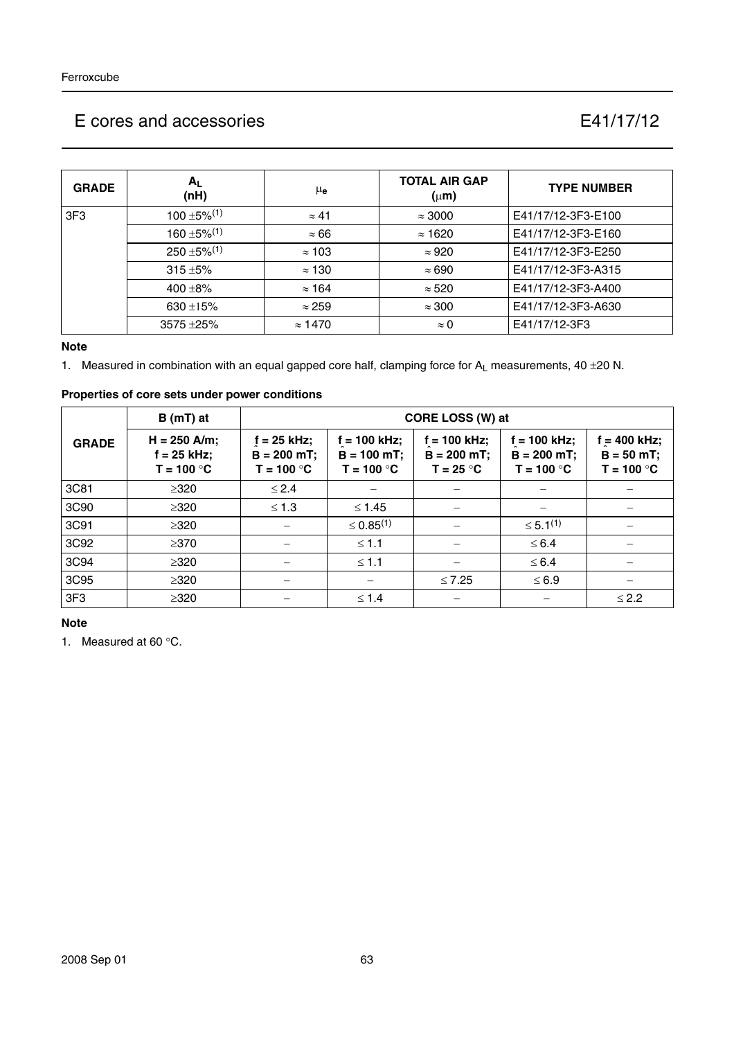## E cores and accessories — E41/17/12

| GRADE | $A_L$ (nH) | $\mu_e$ | TOTAL AIR GAP (μm) | TYPE NUMBER |
|---|---|---|---|---|
| 3F3 | 100 ±5%[(1)] | ≈ 41 | ≈ 3000 | E41/17/12-3F3-E100 |
| | 160 ±5%[(1)] | ≈ 66 | ≈ 1620 | E41/17/12-3F3-E160 |
| | 250 ±5%[(1)] | ≈ 103 | ≈ 920 | E41/17/12-3F3-E250 |
| | 315 ±5% | ≈ 130 | ≈ 690 | E41/17/12-3F3-A315 |
| | 400 ±8% | ≈ 164 | ≈ 520 | E41/17/12-3F3-A400 |
| | 630 ±15% | ≈ 259 | ≈ 300 | E41/17/12-3F3-A630 |
| | 3575 ±25% | ≈ 1470 | ≈ 0 | E41/17/12-3F3 |

**Note**

1. Measured in combination with an equal gapped core half, clamping force for $A_L$ measurements, 40 ±20 N.

**Properties of core sets under power conditions**

| GRADE | B (mT) at | CORE LOSS (W) at | | | | |
|---|---|---|---|---|---|---|
| | H = 250 A/m; f = 25 kHz; T = 100 °C | f = 25 kHz; $\hat{B}$ = 200 mT; T = 100 °C | f = 100 kHz; $\hat{B}$ = 100 mT; T = 100 °C | f = 100 kHz; $\hat{B}$ = 200 mT; T = 25 °C | f = 100 kHz; $\hat{B}$ = 200 mT; T = 100 °C | f = 400 kHz; $\hat{B}$ = 50 mT; T = 100 °C |
| 3C81 | ≥320 | ≤ 2.4 | − | − | − | − |
| 3C90 | ≥320 | ≤ 1.3 | ≤ 1.45 | − | − | − |
| 3C91 | ≥320 | − | ≤ 0.85[(1)] | − | ≤ 5.1[(1)] | − |
| 3C92 | ≥370 | − | ≤ 1.1 | − | ≤ 6.4 | − |
| 3C94 | ≥320 | − | ≤ 1.1 | − | ≤ 6.4 | − |
| 3C95 | ≥320 | − | − | ≤ 7.25 | ≤ 6.9 | − |
| 3F3 | ≥320 | − | ≤ 1.4 | − | − | ≤ 2.2 |

**Note**

1. Measured at 60 °C.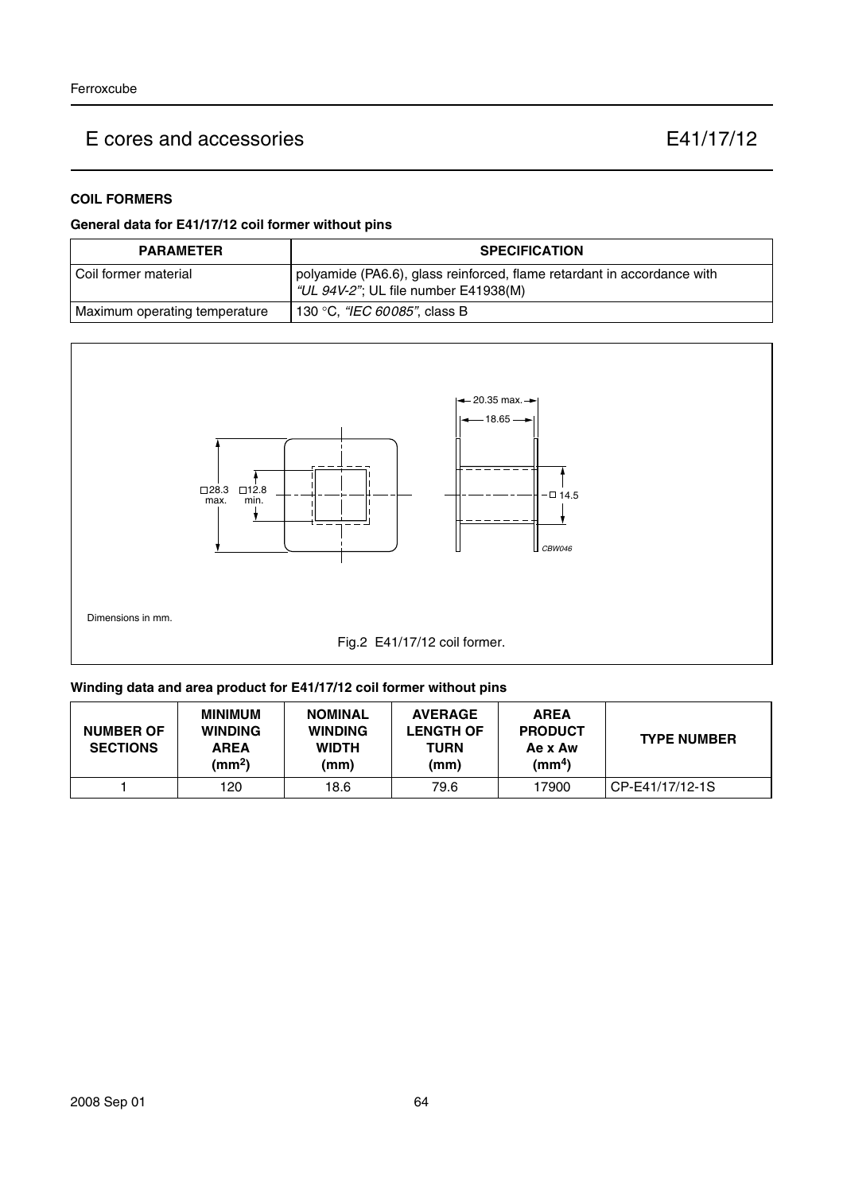## E cores and accessories E41/17/12

### COIL FORMERS

**General data for E41/17/12 coil former without pins**

| PARAMETER | SPECIFICATION |
|---|---|
| Coil former material | polyamide (PA6.6), glass reinforced, flame retardant in accordance with *"UL 94V-2"*; UL file number E41938(M) |
| Maximum operating temperature | 130 °C, *"IEC 60085"*, class B |

Dimensions in mm.

Fig.2 E41/17/12 coil former.

**Winding data and area product for E41/17/12 coil former without pins**

| NUMBER OF SECTIONS | MINIMUM WINDING AREA ($mm^2$) | NOMINAL WINDING WIDTH (mm) | AVERAGE LENGTH OF TURN (mm) | AREA PRODUCT Ae x Aw ($mm^4$) | TYPE NUMBER |
|---|---|---|---|---|---|
| 1 | 120 | 18.6 | 79.6 | 17900 | CP-E41/17/12-1S |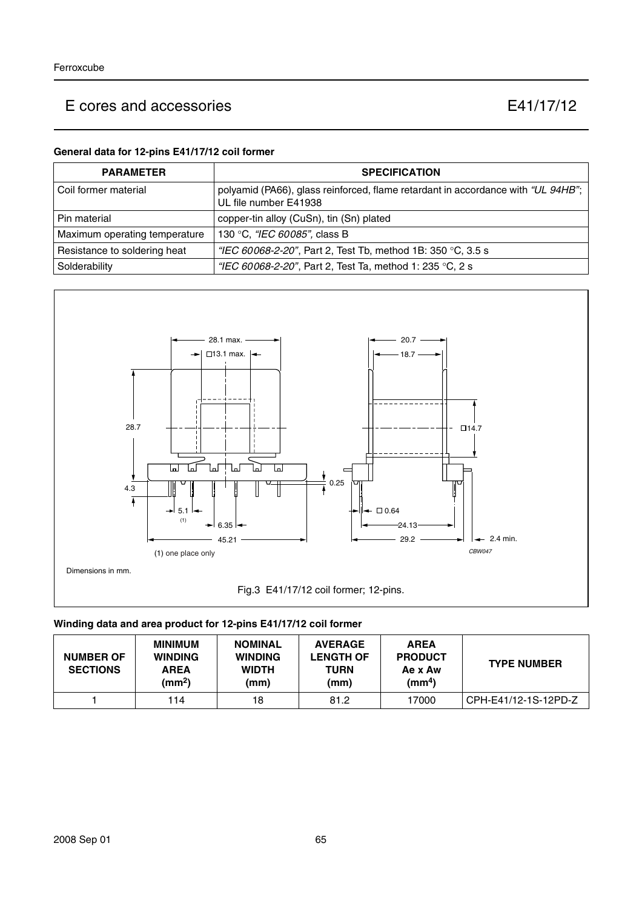## General data for 12-pins E41/17/12 coil former

| PARAMETER | SPECIFICATION |
| --- | --- |
| Coil former material | polyamid (PA66), glass reinforced, flame retardant in accordance with *"UL 94HB"*; UL file number E41938 |
| Pin material | copper-tin alloy (CuSn), tin (Sn) plated |
| Maximum operating temperature | 130 °C, *"IEC 60085"*, class B |
| Resistance to soldering heat | *"IEC 60068-2-20"*, Part 2, Test Tb, method 1B: 350 °C, 3.5 s |
| Solderability | *"IEC 60068-2-20"*, Part 2, Test Ta, method 1: 235 °C, 2 s |

(1) one place only

Dimensions in mm.

Fig.3 E41/17/12 coil former; 12-pins.

## Winding data and area product for 12-pins E41/17/12 coil former

| NUMBER OF SECTIONS | MINIMUM WINDING AREA ($mm^2$) | NOMINAL WINDING WIDTH (mm) | AVERAGE LENGTH OF TURN (mm) | AREA PRODUCT Ae x Aw ($mm^4$) | TYPE NUMBER |
| --- | --- | --- | --- | --- | --- |
| 1 | 114 | 18 | 81.2 | 17000 | CPH-E41/12-1S-12PD-Z |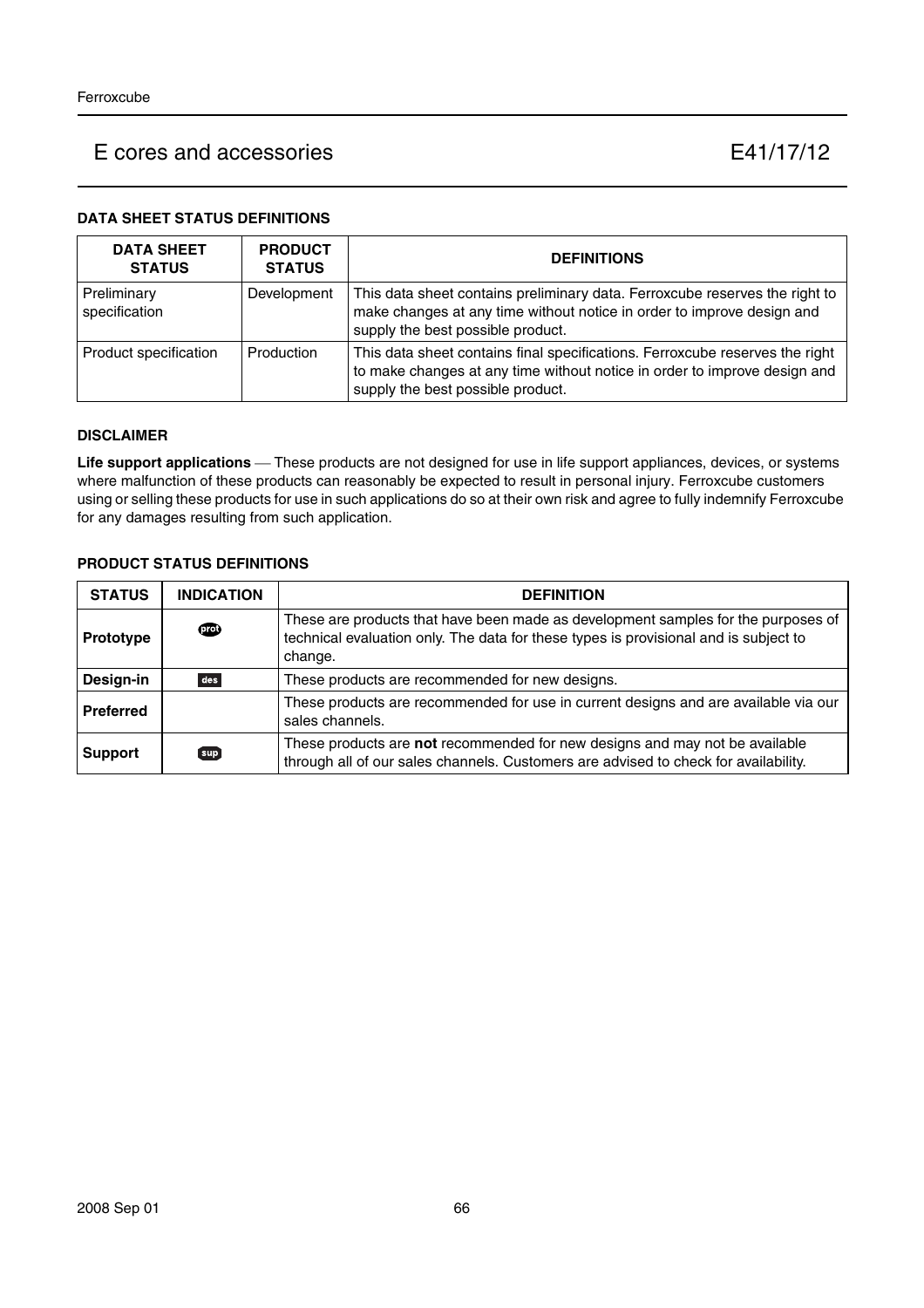## DATA SHEET STATUS DEFINITIONS

| DATA SHEET STATUS | PRODUCT STATUS | DEFINITIONS |
|---|---|---|
| Preliminary specification | Development | This data sheet contains preliminary data. Ferroxcube reserves the right to make changes at any time without notice in order to improve design and supply the best possible product. |
| Product specification | Production | This data sheet contains final specifications. Ferroxcube reserves the right to make changes at any time without notice in order to improve design and supply the best possible product. |

## DISCLAIMER

**Life support applications** — These products are not designed for use in life support appliances, devices, or systems where malfunction of these products can reasonably be expected to result in personal injury. Ferroxcube customers using or selling these products for use in such applications do so at their own risk and agree to fully indemnify Ferroxcube for any damages resulting from such application.

## PRODUCT STATUS DEFINITIONS

| STATUS | INDICATION | DEFINITION |
|---|---|---|
| **Prototype** | prot | These are products that have been made as development samples for the purposes of technical evaluation only. The data for these types is provisional and is subject to change. |
| **Design-in** | des | These products are recommended for new designs. |
| **Preferred** | | These products are recommended for use in current designs and are available via our sales channels. |
| **Support** | sup | These products are **not** recommended for new designs and may not be available through all of our sales channels. Customers are advised to check for availability. |